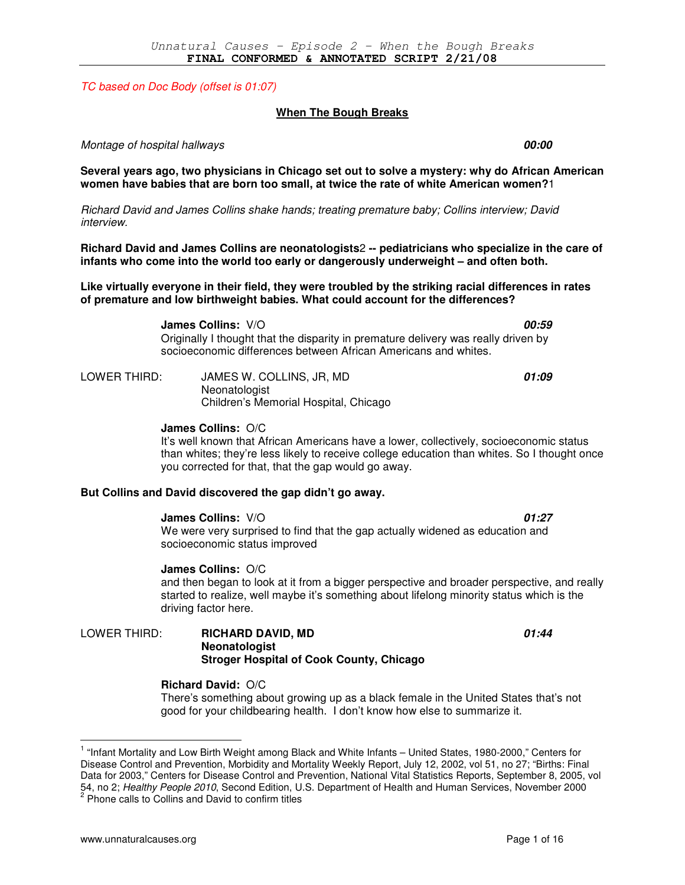*TC based on Doc Body (offset is 01:07)*

## When The Bough Breaks

*Montage of hospital hallways* **00:00**

**Several years ago, two physicians in Chicago set out to solve a mystery: why do African American women have babies that are born too small, at twice the rate of white American women?**[1]

*Richard David and James Collins shake hands; treating premature baby; Collins interview; David interview.*

**Richard David and James Collins are neonatologists**[2] **-- pediatricians who specialize in the care of infants who come into the world too early or dangerously underweight – and often both.**

**Like virtually everyone in their field, they were troubled by the striking racial differences in rates of premature and low birthweight babies. What could account for the differences?**

**James Collins:** V/O **00:59**
Originally I thought that the disparity in premature delivery was really driven by socioeconomic differences between African Americans and whites.

LOWER THIRD: JAMES W. COLLINS, JR, MD **01:09**
Neonatologist
Children's Memorial Hospital, Chicago

**James Collins:** O/C
It's well known that African Americans have a lower, collectively, socioeconomic status than whites; they're less likely to receive college education than whites. So I thought once you corrected for that, that the gap would go away.

**But Collins and David discovered the gap didn't go away.**

**James Collins:** V/O **01:27**
We were very surprised to find that the gap actually widened as education and socioeconomic status improved

**James Collins:** O/C
and then began to look at it from a bigger perspective and broader perspective, and really started to realize, well maybe it's something about lifelong minority status which is the driving factor here.

LOWER THIRD: **RICHARD DAVID, MD** **01:44**
**Neonatologist**
**Stroger Hospital of Cook County, Chicago**

**Richard David:** O/C
There's something about growing up as a black female in the United States that's not good for your childbearing health. I don't know how else to summarize it.

---

[1] "Infant Mortality and Low Birth Weight among Black and White Infants – United States, 1980-2000," Centers for Disease Control and Prevention, Morbidity and Mortality Weekly Report, July 12, 2002, vol 51, no 27; "Births: Final Data for 2003," Centers for Disease Control and Prevention, National Vital Statistics Reports, September 8, 2005, vol 54, no 2; *Healthy People 2010*, Second Edition, U.S. Department of Health and Human Services, November 2000

[2] Phone calls to Collins and David to confirm titles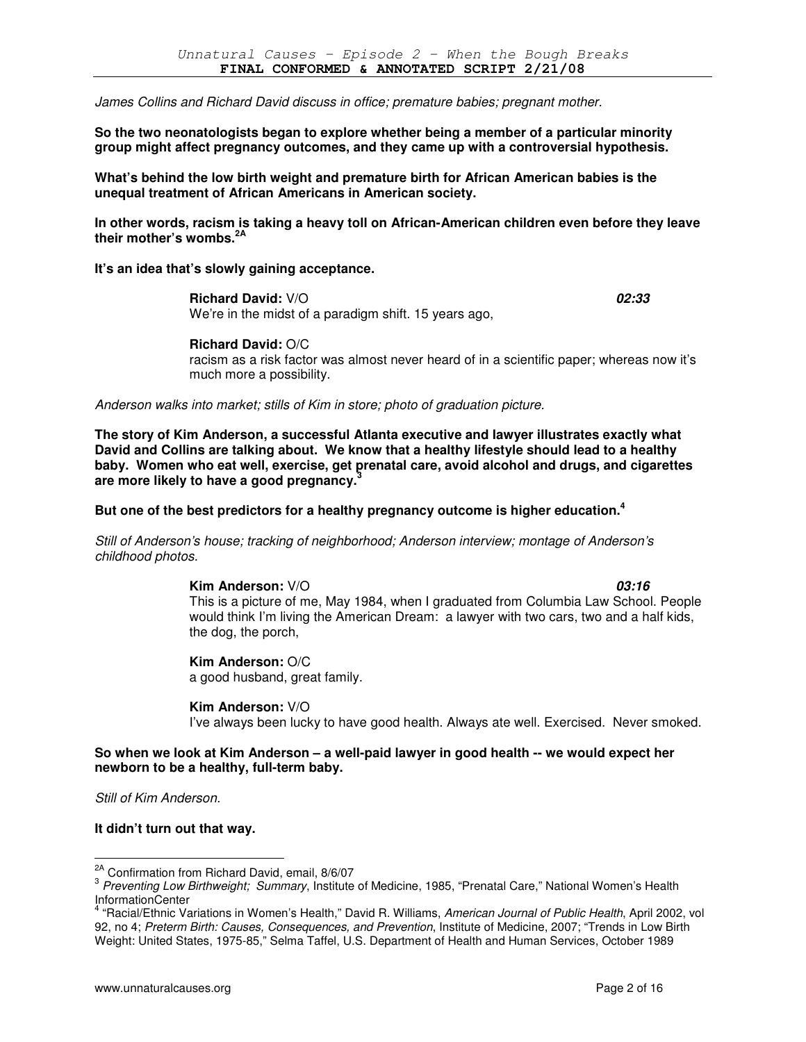*James Collins and Richard David discuss in office; premature babies; pregnant mother.*

**So the two neonatologists began to explore whether being a member of a particular minority group might affect pregnancy outcomes, and they came up with a controversial hypothesis.**

**What's behind the low birth weight and premature birth for African American babies is the unequal treatment of African Americans in American society.**

**In other words, racism is taking a heavy toll on African-American children even before they leave their mother's wombs.[2A]**

**It's an idea that's slowly gaining acceptance.**

**Richard David:** V/O ***02:33***
We're in the midst of a paradigm shift. 15 years ago,

**Richard David:** O/C
racism as a risk factor was almost never heard of in a scientific paper; whereas now it's much more a possibility.

*Anderson walks into market; stills of Kim in store; photo of graduation picture.*

**The story of Kim Anderson, a successful Atlanta executive and lawyer illustrates exactly what David and Collins are talking about. We know that a healthy lifestyle should lead to a healthy baby. Women who eat well, exercise, get prenatal care, avoid alcohol and drugs, and cigarettes are more likely to have a good pregnancy.[3]**

**But one of the best predictors for a healthy pregnancy outcome is higher education.[4]**

*Still of Anderson's house; tracking of neighborhood; Anderson interview; montage of Anderson's childhood photos.*

**Kim Anderson:** V/O ***03:16***
This is a picture of me, May 1984, when I graduated from Columbia Law School. People would think I'm living the American Dream: a lawyer with two cars, two and a half kids, the dog, the porch,

**Kim Anderson:** O/C
a good husband, great family.

**Kim Anderson:** V/O
I've always been lucky to have good health. Always ate well. Exercised. Never smoked.

**So when we look at Kim Anderson – a well-paid lawyer in good health -- we would expect her newborn to be a healthy, full-term baby.**

*Still of Kim Anderson.*

**It didn't turn out that way.**

---

[2A] Confirmation from Richard David, email, 8/6/07

[3] *Preventing Low Birthweight; Summary*, Institute of Medicine, 1985, "Prenatal Care," National Women's Health InformationCenter

[4] "Racial/Ethnic Variations in Women's Health," David R. Williams, *American Journal of Public Health*, April 2002, vol 92, no 4; *Preterm Birth: Causes, Consequences, and Prevention*, Institute of Medicine, 2007; "Trends in Low Birth Weight: United States, 1975-85," Selma Taffel, U.S. Department of Health and Human Services, October 1989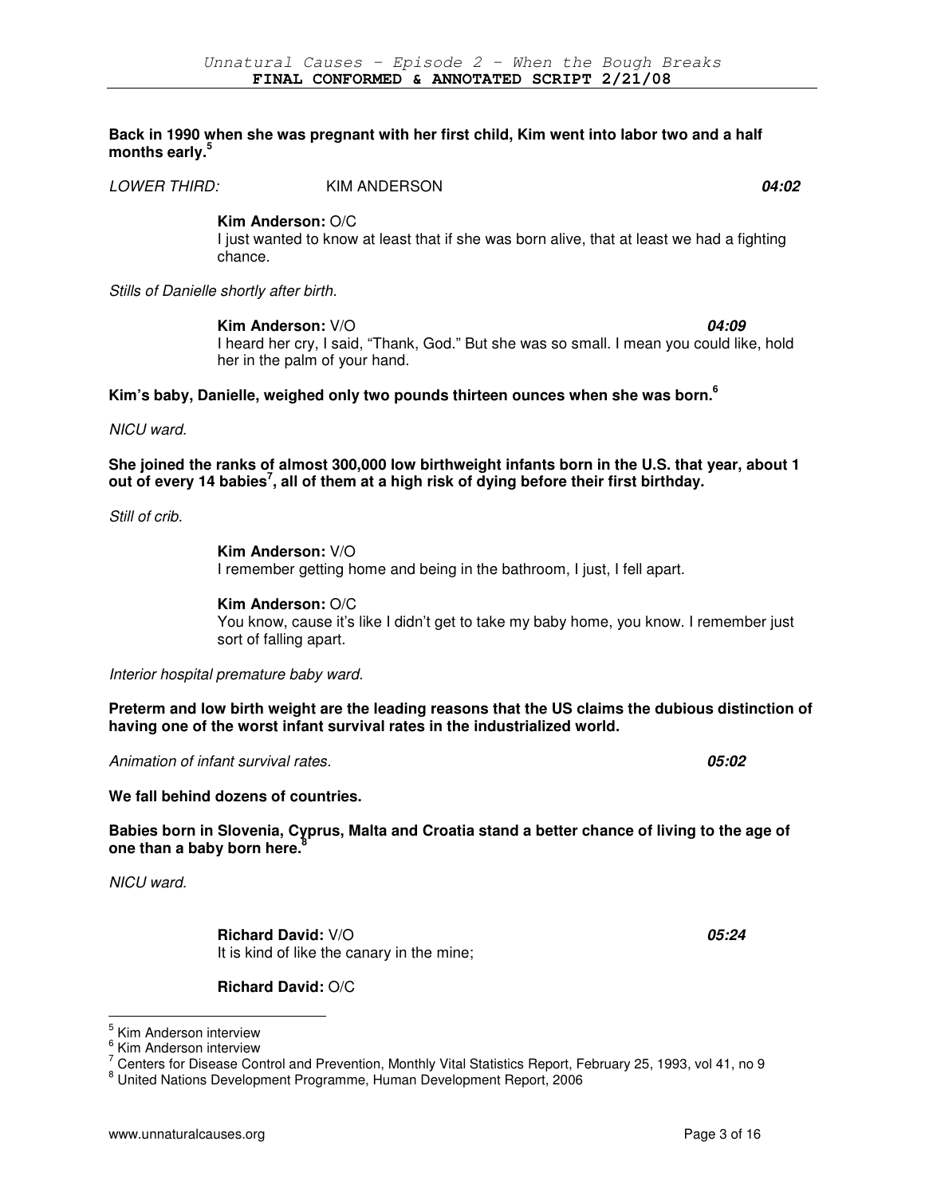**Back in 1990 when she was pregnant with her first child, Kim went into labor two and a half months early.[5]**

*LOWER THIRD:* KIM ANDERSON ***04:02***

**Kim Anderson:** O/C
I just wanted to know at least that if she was born alive, that at least we had a fighting chance.

*Stills of Danielle shortly after birth.*

**Kim Anderson:** V/O ***04:09***
I heard her cry, I said, "Thank, God." But she was so small. I mean you could like, hold her in the palm of your hand.

**Kim's baby, Danielle, weighed only two pounds thirteen ounces when she was born.[6]**

*NICU ward.*

**She joined the ranks of almost 300,000 low birthweight infants born in the U.S. that year, about 1 out of every 14 babies[7], all of them at a high risk of dying before their first birthday.**

*Still of crib.*

**Kim Anderson:** V/O
I remember getting home and being in the bathroom, I just, I fell apart.

**Kim Anderson:** O/C
You know, cause it's like I didn't get to take my baby home, you know. I remember just sort of falling apart.

*Interior hospital premature baby ward.*

**Preterm and low birth weight are the leading reasons that the US claims the dubious distinction of having one of the worst infant survival rates in the industrialized world.**

*Animation of infant survival rates.* ***05:02***

**We fall behind dozens of countries.**

**Babies born in Slovenia, Cyprus, Malta and Croatia stand a better chance of living to the age of one than a baby born here.[8]**

*NICU ward.*

**Richard David:** V/O ***05:24***
It is kind of like the canary in the mine;

**Richard David:** O/C

---

[5] Kim Anderson interview
[6] Kim Anderson interview
[7] Centers for Disease Control and Prevention, Monthly Vital Statistics Report, February 25, 1993, vol 41, no 9
[8] United Nations Development Programme, Human Development Report, 2006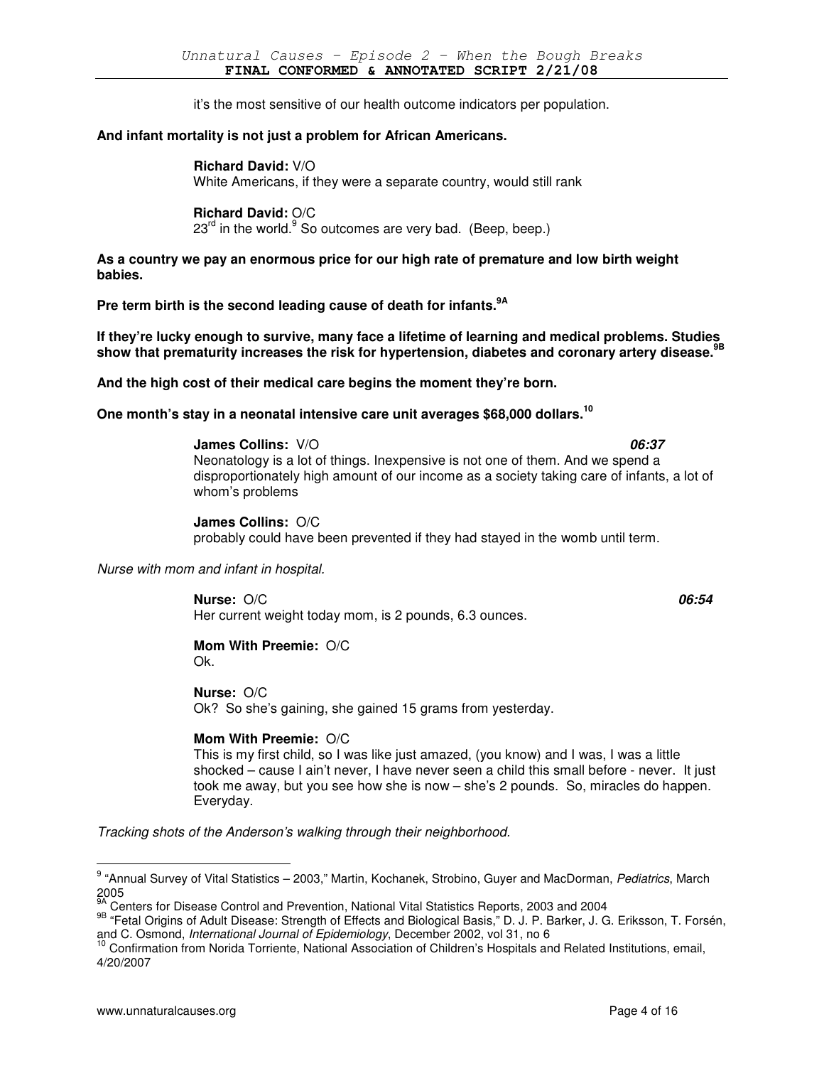it's the most sensitive of our health outcome indicators per population.

**And infant mortality is not just a problem for African Americans.**

**Richard David:** V/O
White Americans, if they were a separate country, would still rank

**Richard David:** O/C
23rd in the world.[9] So outcomes are very bad. (Beep, beep.)

**As a country we pay an enormous price for our high rate of premature and low birth weight babies.**

**Pre term birth is the second leading cause of death for infants.[9A]**

**If they're lucky enough to survive, many face a lifetime of learning and medical problems. Studies show that prematurity increases the risk for hypertension, diabetes and coronary artery disease.[9B]**

**And the high cost of their medical care begins the moment they're born.**

**One month's stay in a neonatal intensive care unit averages $68,000 dollars.[10]**

**James Collins:** V/O ***06:37***
Neonatology is a lot of things. Inexpensive is not one of them. And we spend a disproportionately high amount of our income as a society taking care of infants, a lot of whom's problems

**James Collins:** O/C
probably could have been prevented if they had stayed in the womb until term.

*Nurse with mom and infant in hospital.*

**Nurse:** O/C ***06:54***
Her current weight today mom, is 2 pounds, 6.3 ounces.

**Mom With Preemie:** O/C
Ok.

**Nurse:** O/C
Ok? So she's gaining, she gained 15 grams from yesterday.

**Mom With Preemie:** O/C
This is my first child, so I was like just amazed, (you know) and I was, I was a little shocked – cause I ain't never, I have never seen a child this small before - never. It just took me away, but you see how she is now – she's 2 pounds. So, miracles do happen. Everyday.

*Tracking shots of the Anderson's walking through their neighborhood.*

---

[9] "Annual Survey of Vital Statistics – 2003," Martin, Kochanek, Strobino, Guyer and MacDorman, *Pediatrics*, March 2005

[9A] Centers for Disease Control and Prevention, National Vital Statistics Reports, 2003 and 2004

[9B] "Fetal Origins of Adult Disease: Strength of Effects and Biological Basis," D. J. P. Barker, J. G. Eriksson, T. Forsén, and C. Osmond, *International Journal of Epidemiology*, December 2002, vol 31, no 6

[10] Confirmation from Norida Torriente, National Association of Children's Hospitals and Related Institutions, email, 4/20/2007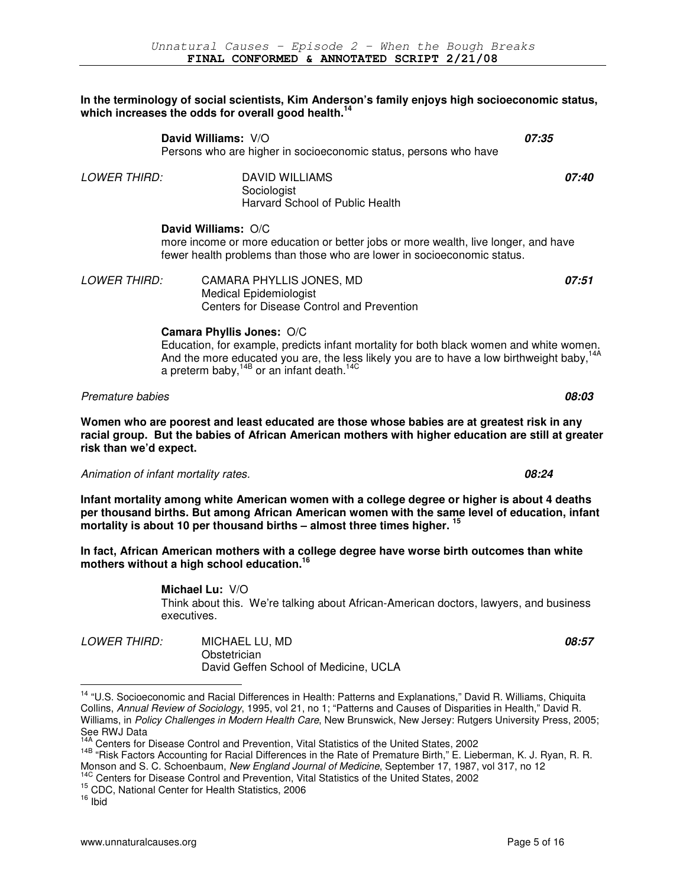**In the terminology of social scientists, Kim Anderson's family enjoys high socioeconomic status, which increases the odds for overall good health.[14]**

**David Williams:** V/O *07:35*
Persons who are higher in socioeconomic status, persons who have

*LOWER THIRD:* DAVID WILLIAMS *07:40*
Sociologist
Harvard School of Public Health

**David Williams:** O/C
more income or more education or better jobs or more wealth, live longer, and have fewer health problems than those who are lower in socioeconomic status.

*LOWER THIRD:* CAMARA PHYLLIS JONES, MD *07:51*
Medical Epidemiologist
Centers for Disease Control and Prevention

**Camara Phyllis Jones:** O/C
Education, for example, predicts infant mortality for both black women and white women. And the more educated you are, the less likely you are to have a low birthweight baby,[14A] a preterm baby,[14B] or an infant death.[14C]

*Premature babies* *08:03*

**Women who are poorest and least educated are those whose babies are at greatest risk in any racial group. But the babies of African American mothers with higher education are still at greater risk than we'd expect.**

*Animation of infant mortality rates.* *08:24*

**Infant mortality among white American women with a college degree or higher is about 4 deaths per thousand births. But among African American women with the same level of education, infant mortality is about 10 per thousand births – almost three times higher.[15]**

**In fact, African American mothers with a college degree have worse birth outcomes than white mothers without a high school education.[16]**

**Michael Lu:** V/O
Think about this. We're talking about African-American doctors, lawyers, and business executives.

*LOWER THIRD:* MICHAEL LU, MD *08:57*
Obstetrician
David Geffen School of Medicine, UCLA

---

[14] "U.S. Socioeconomic and Racial Differences in Health: Patterns and Explanations," David R. Williams, Chiquita Collins, *Annual Review of Sociology*, 1995, vol 21, no 1; "Patterns and Causes of Disparities in Health," David R. Williams, in *Policy Challenges in Modern Health Care*, New Brunswick, New Jersey: Rutgers University Press, 2005; See RWJ Data

[14A] Centers for Disease Control and Prevention, Vital Statistics of the United States, 2002

[14B] "Risk Factors Accounting for Racial Differences in the Rate of Premature Birth," E. Lieberman, K. J. Ryan, R. R. Monson and S. C. Schoenbaum, *New England Journal of Medicine*, September 17, 1987, vol 317, no 12

[14C] Centers for Disease Control and Prevention, Vital Statistics of the United States, 2002

[15] CDC, National Center for Health Statistics, 2006

[16] Ibid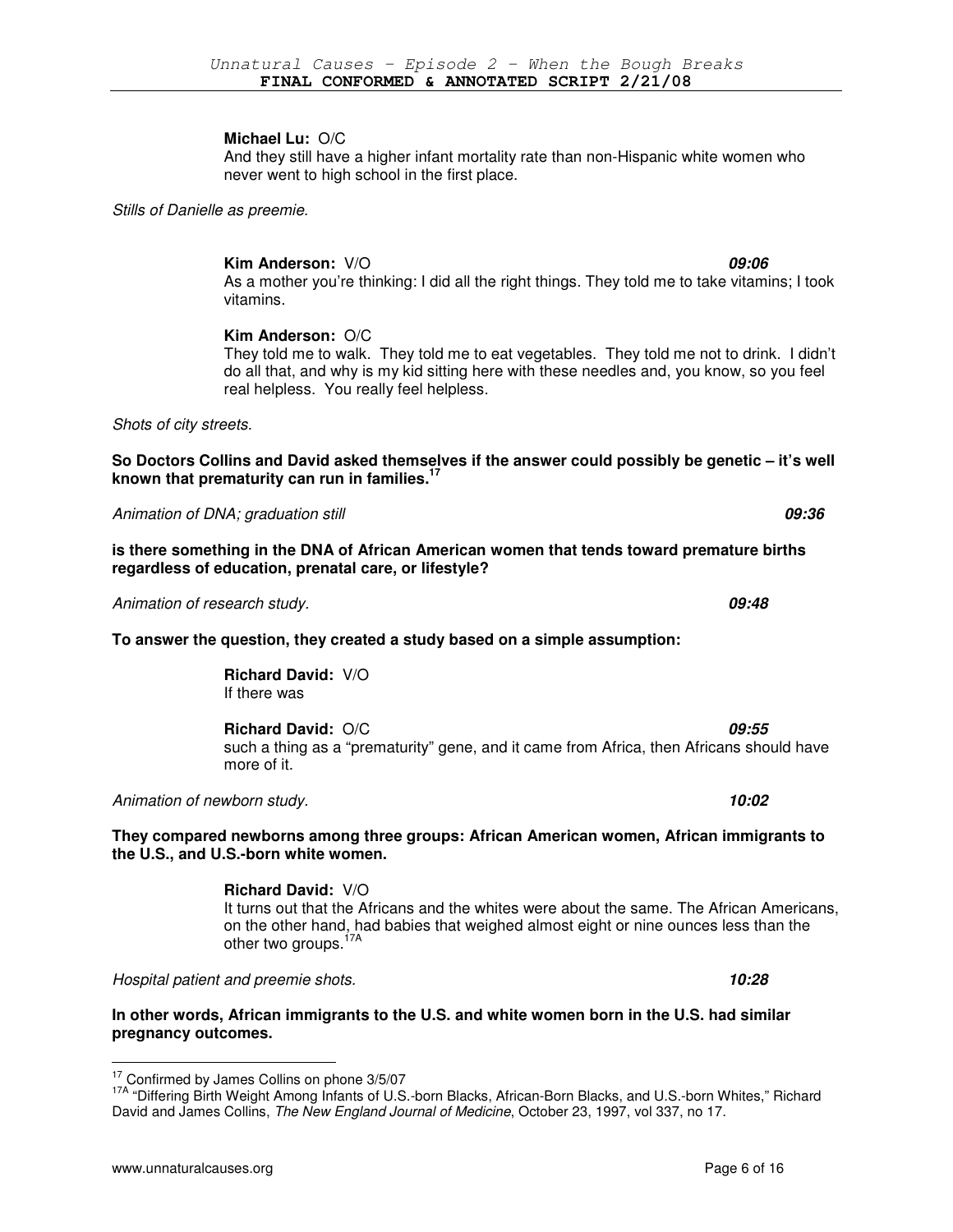**Michael Lu:** O/C
And they still have a higher infant mortality rate than non-Hispanic white women who never went to high school in the first place.

*Stills of Danielle as preemie.*

**Kim Anderson:** V/O ***09:06***
As a mother you're thinking: I did all the right things. They told me to take vitamins; I took vitamins.

**Kim Anderson:** O/C
They told me to walk. They told me to eat vegetables. They told me not to drink. I didn't do all that, and why is my kid sitting here with these needles and, you know, so you feel real helpless. You really feel helpless.

*Shots of city streets.*

**So Doctors Collins and David asked themselves if the answer could possibly be genetic – it's well known that prematurity can run in families.**[17]

*Animation of DNA; graduation still* ***09:36***

**is there something in the DNA of African American women that tends toward premature births regardless of education, prenatal care, or lifestyle?**

*Animation of research study.* ***09:48***

**To answer the question, they created a study based on a simple assumption:**

**Richard David:** V/O
If there was

**Richard David:** O/C ***09:55***
such a thing as a "prematurity" gene, and it came from Africa, then Africans should have more of it.

*Animation of newborn study.* ***10:02***

**They compared newborns among three groups: African American women, African immigrants to the U.S., and U.S.-born white women.**

**Richard David:** V/O
It turns out that the Africans and the whites were about the same. The African Americans, on the other hand, had babies that weighed almost eight or nine ounces less than the other two groups.[17A]

*Hospital patient and preemie shots.* ***10:28***

**In other words, African immigrants to the U.S. and white women born in the U.S. had similar pregnancy outcomes.**

---

[17] Confirmed by James Collins on phone 3/5/07

[17A] "Differing Birth Weight Among Infants of U.S.-born Blacks, African-Born Blacks, and U.S.-born Whites," Richard David and James Collins, *The New England Journal of Medicine*, October 23, 1997, vol 337, no 17.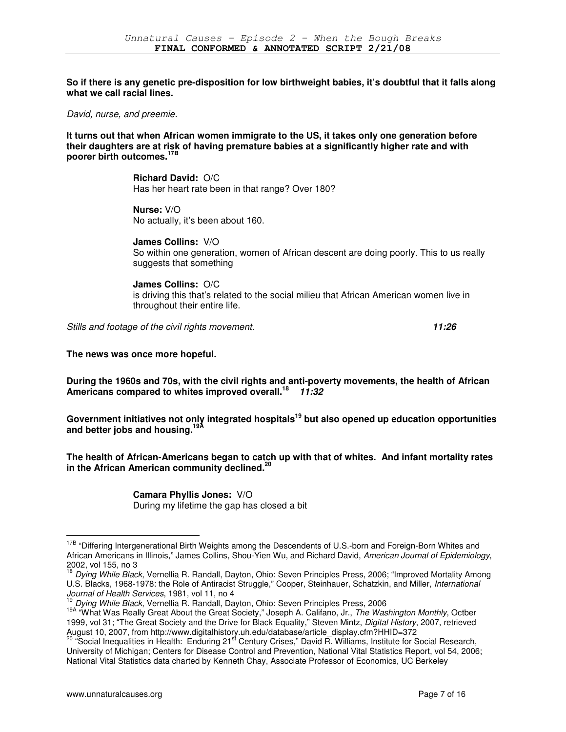**So if there is any genetic pre-disposition for low birthweight babies, it's doubtful that it falls along what we call racial lines.**

*David, nurse, and preemie.*

**It turns out that when African women immigrate to the US, it takes only one generation before their daughters are at risk of having premature babies at a significantly higher rate and with poorer birth outcomes.**[17B]

**Richard David:** O/C
Has her heart rate been in that range? Over 180?

**Nurse:** V/O
No actually, it's been about 160.

**James Collins:** V/O
So within one generation, women of African descent are doing poorly. This to us really suggests that something

**James Collins:** O/C
is driving this that's related to the social milieu that African American women live in throughout their entire life.

*Stills and footage of the civil rights movement.* ***11:26***

**The news was once more hopeful.**

**During the 1960s and 70s, with the civil rights and anti-poverty movements, the health of African Americans compared to whites improved overall.**[18] ***11:32***

**Government initiatives not only integrated hospitals**[19] **but also opened up education opportunities and better jobs and housing.**[19A]

**The health of African-Americans began to catch up with that of whites. And infant mortality rates in the African American community declined.**[20]

**Camara Phyllis Jones:** V/O
During my lifetime the gap has closed a bit

---

[17B] "Differing Intergenerational Birth Weights among the Descendents of U.S.-born and Foreign-Born Whites and African Americans in Illinois," James Collins, Shou-Yien Wu, and Richard David, *American Journal of Epidemiology*, 2002, vol 155, no 3

[18] *Dying While Black*, Vernellia R. Randall, Dayton, Ohio: Seven Principles Press, 2006; "Improved Mortality Among U.S. Blacks, 1968-1978: the Role of Antiracist Struggle," Cooper, Steinhauer, Schatzkin, and Miller, *International Journal of Health Services*, 1981, vol 11, no 4

[19] *Dying While Black*, Vernellia R. Randall, Dayton, Ohio: Seven Principles Press, 2006

[19A] "What Was Really Great About the Great Society," Joseph A. Califano, Jr., *The Washington Monthly*, Octber 1999, vol 31; "The Great Society and the Drive for Black Equality," Steven Mintz, *Digital History*, 2007, retrieved August 10, 2007, from http://www.digitalhistory.uh.edu/database/article_display.cfm?HHID=372

[20] "Social Inequalities in Health: Enduring 21st Century Crises," David R. Williams, Institute for Social Research, University of Michigan; Centers for Disease Control and Prevention, National Vital Statistics Report, vol 54, 2006; National Vital Statistics data charted by Kenneth Chay, Associate Professor of Economics, UC Berkeley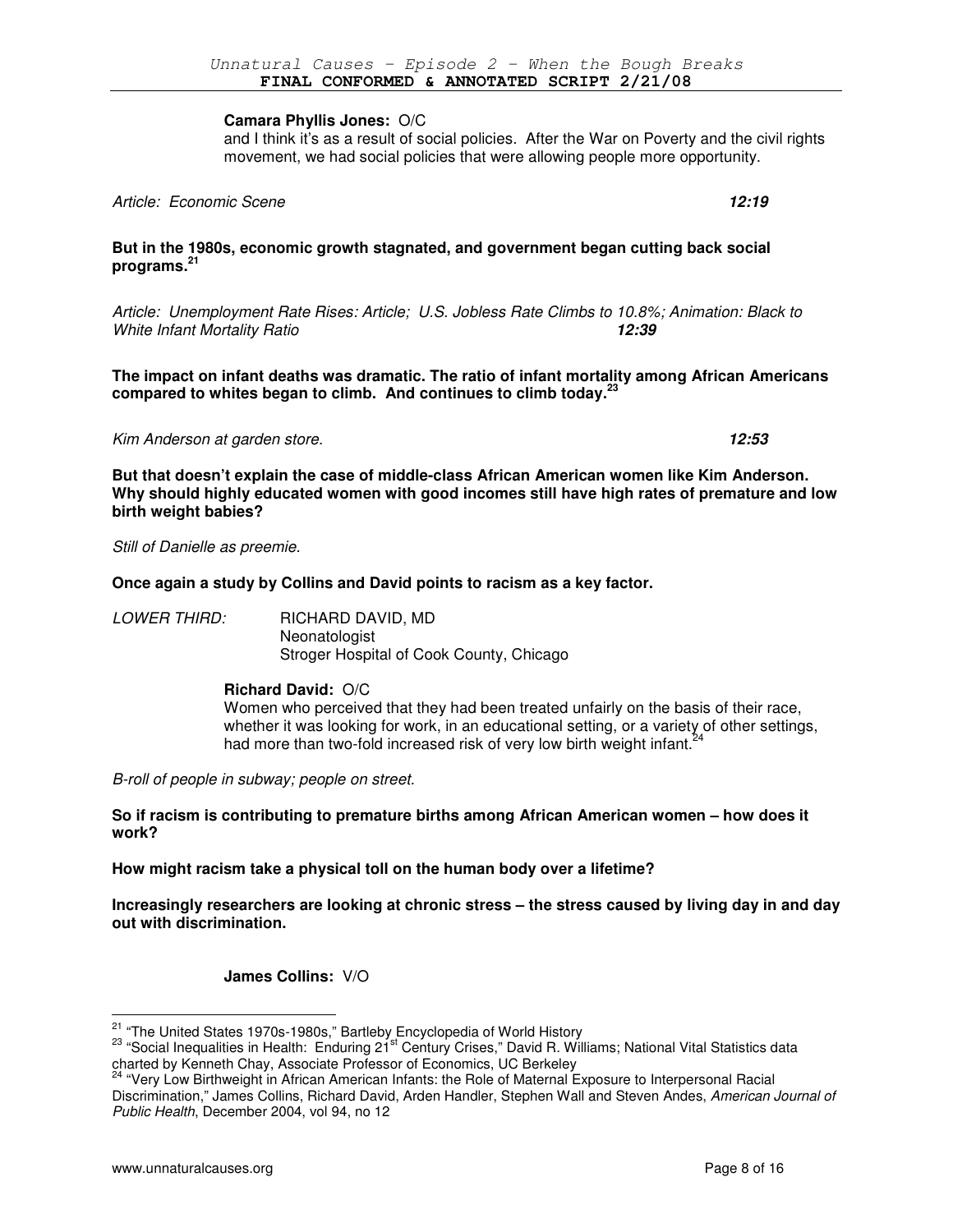**Camara Phyllis Jones:** O/C
and I think it's as a result of social policies. After the War on Poverty and the civil rights movement, we had social policies that were allowing people more opportunity.

*Article: Economic Scene* ***12:19***

**But in the 1980s, economic growth stagnated, and government began cutting back social programs.[21]**

*Article: Unemployment Rate Rises: Article; U.S. Jobless Rate Climbs to 10.8%; Animation: Black to White Infant Mortality Ratio* ***12:39***

**The impact on infant deaths was dramatic. The ratio of infant mortality among African Americans compared to whites began to climb. And continues to climb today.[23]**

*Kim Anderson at garden store.* ***12:53***

**But that doesn't explain the case of middle-class African American women like Kim Anderson. Why should highly educated women with good incomes still have high rates of premature and low birth weight babies?**

*Still of Danielle as preemie.*

**Once again a study by Collins and David points to racism as a key factor.**

*LOWER THIRD:* RICHARD DAVID, MD
Neonatologist
Stroger Hospital of Cook County, Chicago

**Richard David:** O/C
Women who perceived that they had been treated unfairly on the basis of their race, whether it was looking for work, in an educational setting, or a variety of other settings, had more than two-fold increased risk of very low birth weight infant.[24]

*B-roll of people in subway; people on street.*

**So if racism is contributing to premature births among African American women – how does it work?**

**How might racism take a physical toll on the human body over a lifetime?**

**Increasingly researchers are looking at chronic stress – the stress caused by living day in and day out with discrimination.**

**James Collins:** V/O

---

[21] "The United States 1970s-1980s," Bartleby Encyclopedia of World History

[23] "Social Inequalities in Health: Enduring 21st Century Crises," David R. Williams; National Vital Statistics data charted by Kenneth Chay, Associate Professor of Economics, UC Berkeley

[24] "Very Low Birthweight in African American Infants: the Role of Maternal Exposure to Interpersonal Racial Discrimination," James Collins, Richard David, Arden Handler, Stephen Wall and Steven Andes, *American Journal of Public Health*, December 2004, vol 94, no 12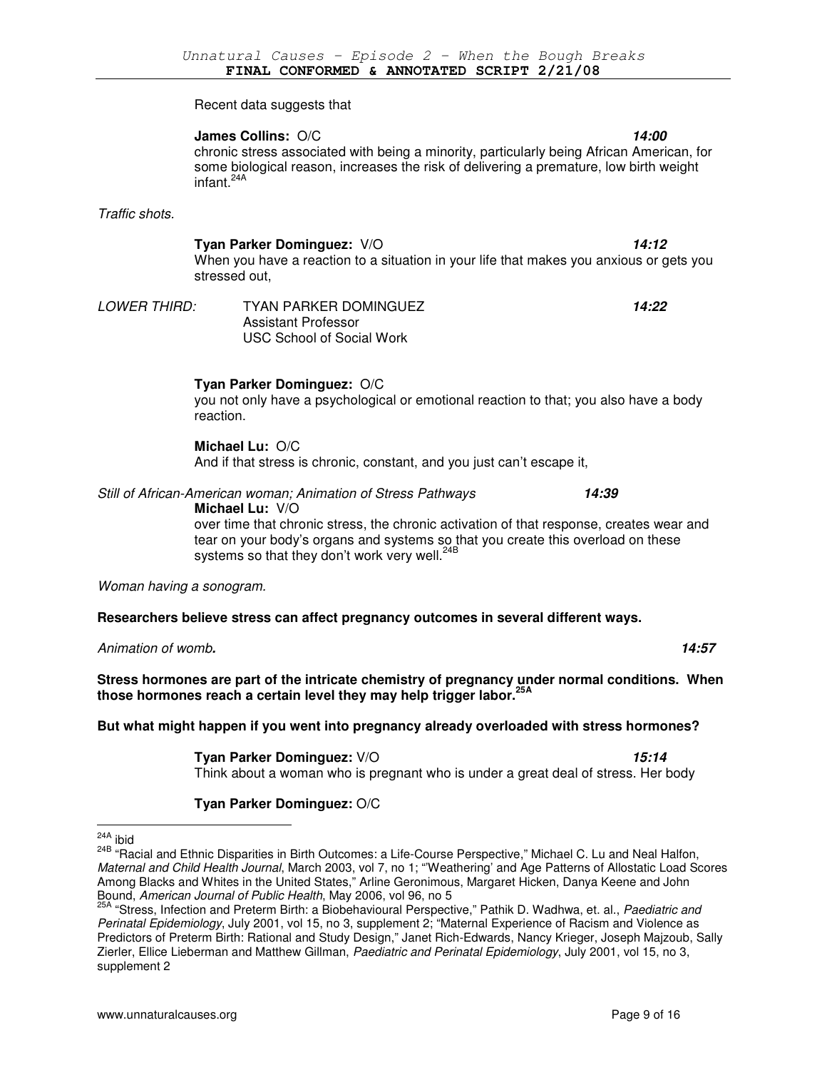Recent data suggests that

**James Collins:** O/C **_14:00_**
chronic stress associated with being a minority, particularly being African American, for some biological reason, increases the risk of delivering a premature, low birth weight infant.[24A]

*Traffic shots.*

**Tyan Parker Dominguez:** V/O **_14:12_**
When you have a reaction to a situation in your life that makes you anxious or gets you stressed out,

*LOWER THIRD:* TYAN PARKER DOMINGUEZ **_14:22_**
Assistant Professor
USC School of Social Work

**Tyan Parker Dominguez:** O/C
you not only have a psychological or emotional reaction to that; you also have a body reaction.

**Michael Lu:** O/C
And if that stress is chronic, constant, and you just can't escape it,

*Still of African-American woman; Animation of Stress Pathways* **_14:39_**
**Michael Lu:** V/O
over time that chronic stress, the chronic activation of that response, creates wear and tear on your body's organs and systems so that you create this overload on these systems so that they don't work very well.[24B]

*Woman having a sonogram.*

**Researchers believe stress can affect pregnancy outcomes in several different ways.**

*Animation of womb.* **_14:57_**

**Stress hormones are part of the intricate chemistry of pregnancy under normal conditions. When those hormones reach a certain level they may help trigger labor.[25A]**

**But what might happen if you went into pregnancy already overloaded with stress hormones?**

**Tyan Parker Dominguez:** V/O **_15:14_**
Think about a woman who is pregnant who is under a great deal of stress. Her body

**Tyan Parker Dominguez:** O/C

---

[24A] ibid

[24B] "Racial and Ethnic Disparities in Birth Outcomes: a Life-Course Perspective," Michael C. Lu and Neal Halfon, *Maternal and Child Health Journal*, March 2003, vol 7, no 1; "'Weathering' and Age Patterns of Allostatic Load Scores Among Blacks and Whites in the United States," Arline Geronimous, Margaret Hicken, Danya Keene and John Bound, *American Journal of Public Health*, May 2006, vol 96, no 5

[25A] "Stress, Infection and Preterm Birth: a Biobehavioural Perspective," Pathik D. Wadhwa, et. al., *Paediatric and Perinatal Epidemiology*, July 2001, vol 15, no 3, supplement 2; "Maternal Experience of Racism and Violence as Predictors of Preterm Birth: Rational and Study Design," Janet Rich-Edwards, Nancy Krieger, Joseph Majzoub, Sally Zierler, Ellice Lieberman and Matthew Gillman, *Paediatric and Perinatal Epidemiology*, July 2001, vol 15, no 3, supplement 2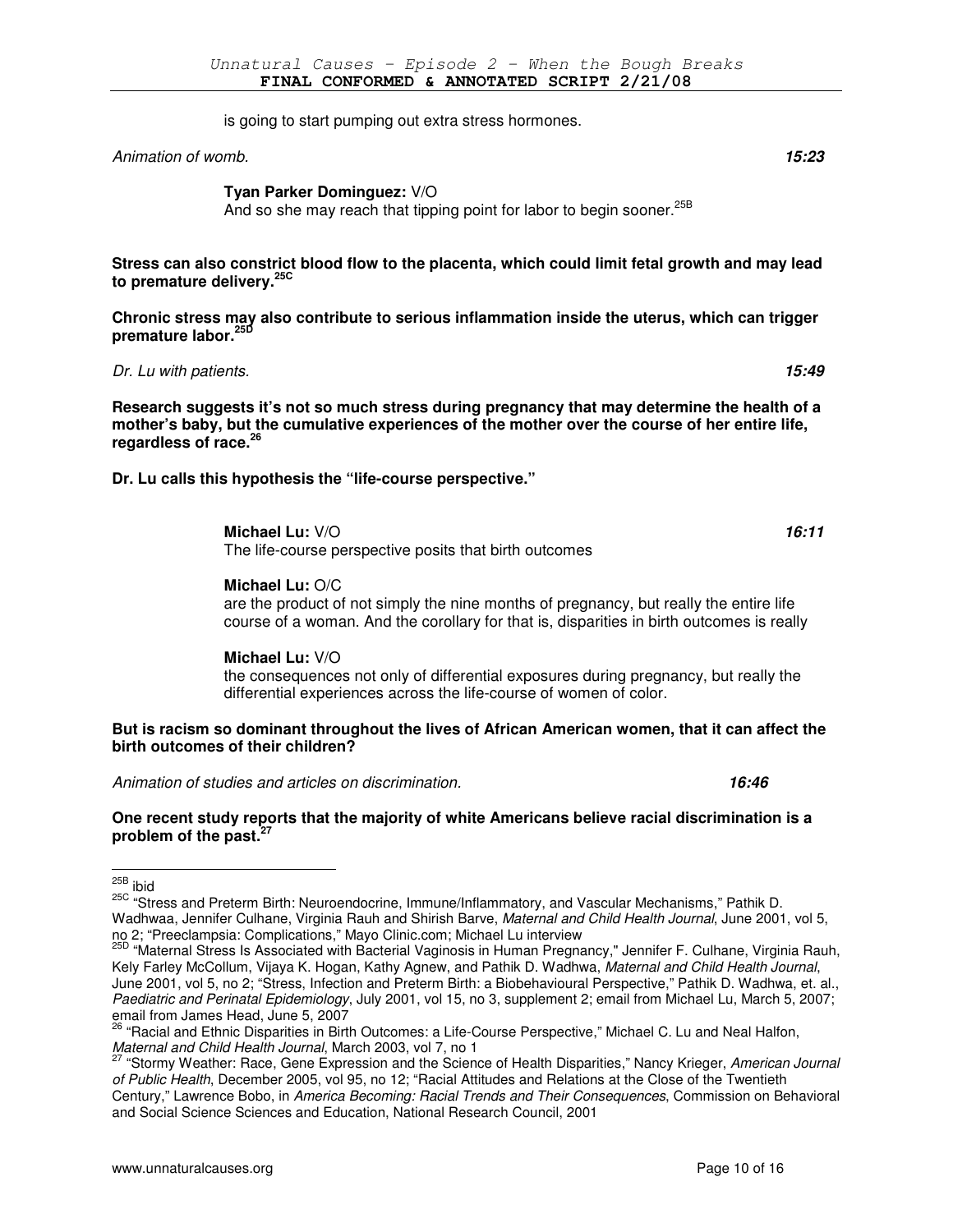is going to start pumping out extra stress hormones.

*Animation of womb.* ***15:23***

**Tyan Parker Dominguez:** V/O
And so she may reach that tipping point for labor to begin sooner.[25B]

**Stress can also constrict blood flow to the placenta, which could limit fetal growth and may lead to premature delivery.[25C]**

**Chronic stress may also contribute to serious inflammation inside the uterus, which can trigger premature labor.[25D]**

*Dr. Lu with patients.* ***15:49***

**Research suggests it's not so much stress during pregnancy that may determine the health of a mother's baby, but the cumulative experiences of the mother over the course of her entire life, regardless of race.[26]**

**Dr. Lu calls this hypothesis the "life-course perspective."**

**Michael Lu:** V/O ***16:11***
The life-course perspective posits that birth outcomes

**Michael Lu:** O/C
are the product of not simply the nine months of pregnancy, but really the entire life course of a woman. And the corollary for that is, disparities in birth outcomes is really

**Michael Lu:** V/O
the consequences not only of differential exposures during pregnancy, but really the differential experiences across the life-course of women of color.

**But is racism so dominant throughout the lives of African American women, that it can affect the birth outcomes of their children?**

*Animation of studies and articles on discrimination.* ***16:46***

**One recent study reports that the majority of white Americans believe racial discrimination is a problem of the past.[27]**

---

[25B] ibid

[25C] "Stress and Preterm Birth: Neuroendocrine, Immune/Inflammatory, and Vascular Mechanisms," Pathik D. Wadhwaa, Jennifer Culhane, Virginia Rauh and Shirish Barve, *Maternal and Child Health Journal*, June 2001, vol 5, no 2; "Preeclampsia: Complications," Mayo Clinic.com; Michael Lu interview

[25D] "Maternal Stress Is Associated with Bacterial Vaginosis in Human Pregnancy," Jennifer F. Culhane, Virginia Rauh, Kely Farley McCollum, Vijaya K. Hogan, Kathy Agnew, and Pathik D. Wadhwa, *Maternal and Child Health Journal*, June 2001, vol 5, no 2; "Stress, Infection and Preterm Birth: a Biobehavioural Perspective," Pathik D. Wadhwa, et. al., *Paediatric and Perinatal Epidemiology*, July 2001, vol 15, no 3, supplement 2; email from Michael Lu, March 5, 2007; email from James Head, June 5, 2007

[26] "Racial and Ethnic Disparities in Birth Outcomes: a Life-Course Perspective," Michael C. Lu and Neal Halfon, *Maternal and Child Health Journal*, March 2003, vol 7, no 1

[27] "Stormy Weather: Race, Gene Expression and the Science of Health Disparities," Nancy Krieger, *American Journal of Public Health*, December 2005, vol 95, no 12; "Racial Attitudes and Relations at the Close of the Twentieth Century," Lawrence Bobo, in *America Becoming: Racial Trends and Their Consequences*, Commission on Behavioral and Social Science Sciences and Education, National Research Council, 2001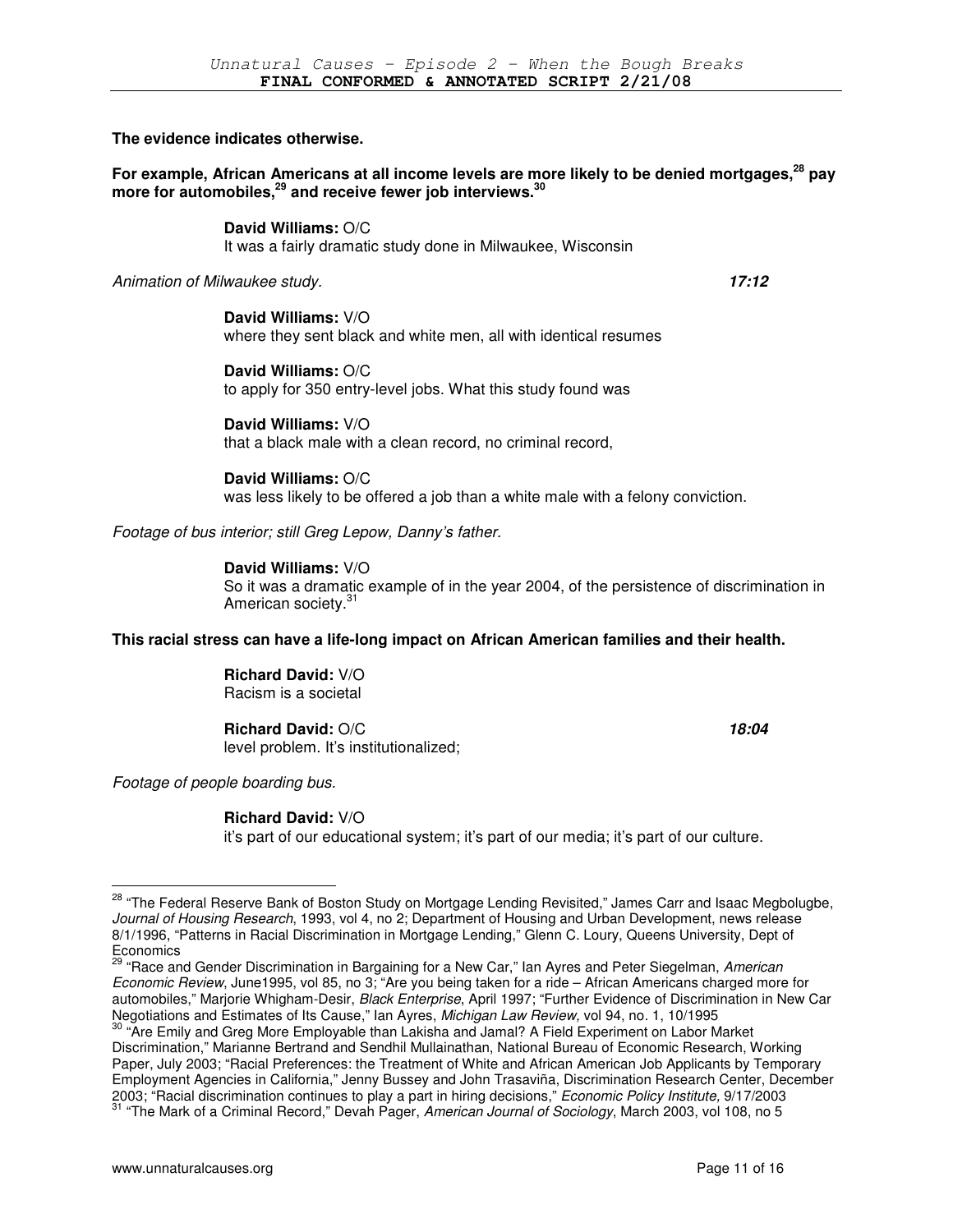**The evidence indicates otherwise.**

**For example, African Americans at all income levels are more likely to be denied mortgages,[28] pay more for automobiles,[29] and receive fewer job interviews.[30]**

**David Williams:** O/C
It was a fairly dramatic study done in Milwaukee, Wisconsin

*Animation of Milwaukee study.* ***17:12***

**David Williams:** V/O
where they sent black and white men, all with identical resumes

**David Williams:** O/C
to apply for 350 entry-level jobs. What this study found was

**David Williams:** V/O
that a black male with a clean record, no criminal record,

**David Williams:** O/C
was less likely to be offered a job than a white male with a felony conviction.

*Footage of bus interior; still Greg Lepow, Danny's father.*

**David Williams:** V/O
So it was a dramatic example of in the year 2004, of the persistence of discrimination in American society.[31]

**This racial stress can have a life-long impact on African American families and their health.**

**Richard David:** V/O
Racism is a societal

**Richard David:** O/C ***18:04***
level problem. It's institutionalized;

*Footage of people boarding bus.*

**Richard David:** V/O
it's part of our educational system; it's part of our media; it's part of our culture.

---

[28] "The Federal Reserve Bank of Boston Study on Mortgage Lending Revisited," James Carr and Isaac Megbolugbe, *Journal of Housing Research*, 1993, vol 4, no 2; Department of Housing and Urban Development, news release 8/1/1996, "Patterns in Racial Discrimination in Mortgage Lending," Glenn C. Loury, Queens University, Dept of Economics

[29] "Race and Gender Discrimination in Bargaining for a New Car," Ian Ayres and Peter Siegelman, *American Economic Review*, June1995, vol 85, no 3; "Are you being taken for a ride – African Americans charged more for automobiles," Marjorie Whigham-Desir, *Black Enterprise*, April 1997; "Further Evidence of Discrimination in New Car Negotiations and Estimates of Its Cause," Ian Ayres, *Michigan Law Review,* vol 94, no. 1, 10/1995

[30] "Are Emily and Greg More Employable than Lakisha and Jamal? A Field Experiment on Labor Market Discrimination," Marianne Bertrand and Sendhil Mullainathan, National Bureau of Economic Research, Working Paper, July 2003; "Racial Preferences: the Treatment of White and African American Job Applicants by Temporary Employment Agencies in California," Jenny Bussey and John Trasaviña, Discrimination Research Center, December 2003; "Racial discrimination continues to play a part in hiring decisions," *Economic Policy Institute,* 9/17/2003

[31] "The Mark of a Criminal Record," Devah Pager, *American Journal of Sociology*, March 2003, vol 108, no 5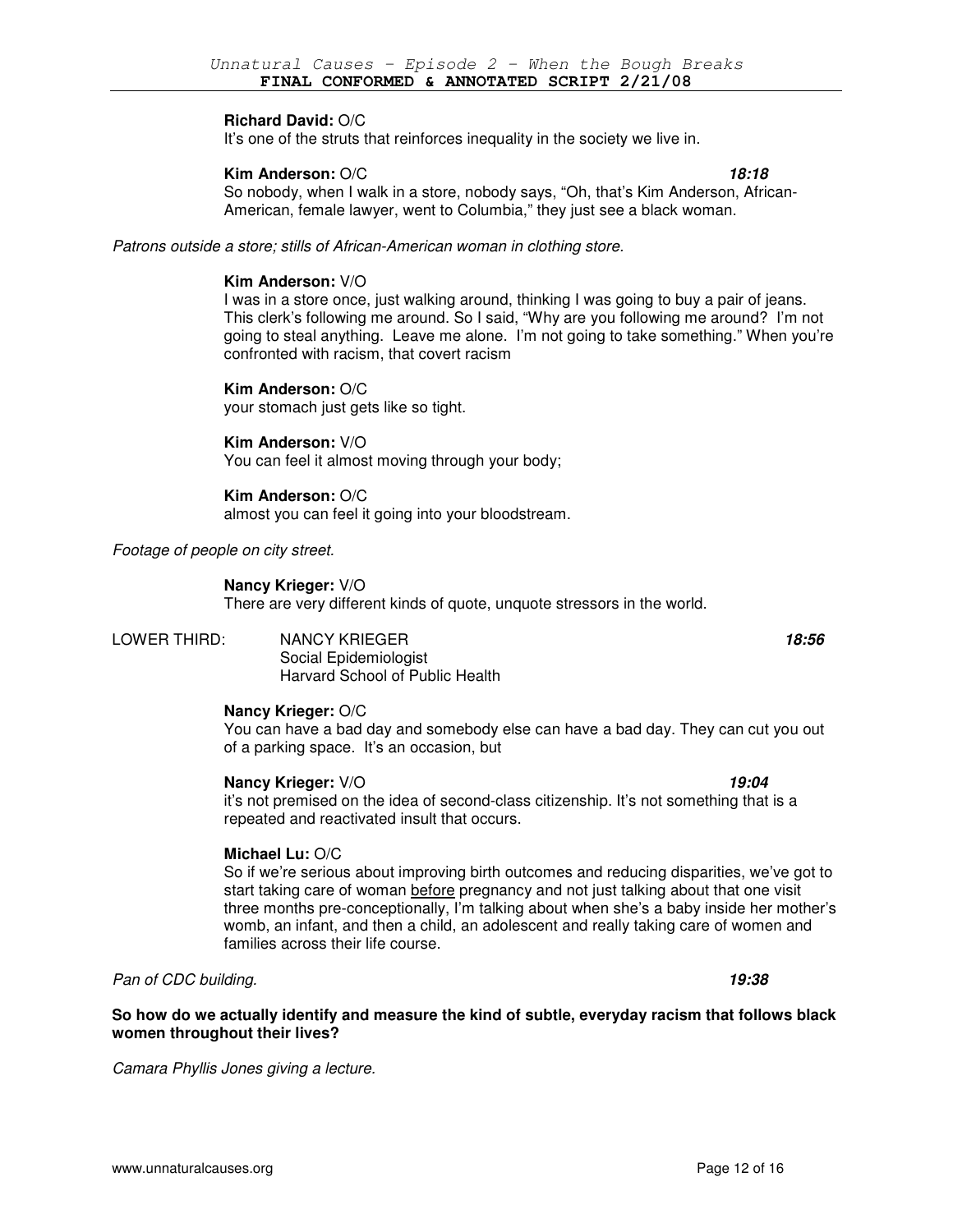**Richard David:** O/C
It's one of the struts that reinforces inequality in the society we live in.

**Kim Anderson:** O/C *18:18*
So nobody, when I walk in a store, nobody says, "Oh, that's Kim Anderson, African-American, female lawyer, went to Columbia," they just see a black woman.

*Patrons outside a store; stills of African-American woman in clothing store.*

**Kim Anderson:** V/O
I was in a store once, just walking around, thinking I was going to buy a pair of jeans. This clerk's following me around. So I said, "Why are you following me around? I'm not going to steal anything. Leave me alone. I'm not going to take something." When you're confronted with racism, that covert racism

**Kim Anderson:** O/C
your stomach just gets like so tight.

**Kim Anderson:** V/O
You can feel it almost moving through your body;

**Kim Anderson:** O/C
almost you can feel it going into your bloodstream.

*Footage of people on city street.*

**Nancy Krieger:** V/O
There are very different kinds of quote, unquote stressors in the world.

LOWER THIRD: NANCY KRIEGER *18:56*
Social Epidemiologist
Harvard School of Public Health

**Nancy Krieger:** O/C
You can have a bad day and somebody else can have a bad day. They can cut you out of a parking space. It's an occasion, but

**Nancy Krieger:** V/O *19:04*
it's not premised on the idea of second-class citizenship. It's not something that is a repeated and reactivated insult that occurs.

**Michael Lu:** O/C
So if we're serious about improving birth outcomes and reducing disparities, we've got to start taking care of woman <u>before</u> pregnancy and not just talking about that one visit three months pre-conceptionally, I'm talking about when she's a baby inside her mother's womb, an infant, and then a child, an adolescent and really taking care of women and families across their life course.

*Pan of CDC building.* *19:38*

**So how do we actually identify and measure the kind of subtle, everyday racism that follows black women throughout their lives?**

*Camara Phyllis Jones giving a lecture.*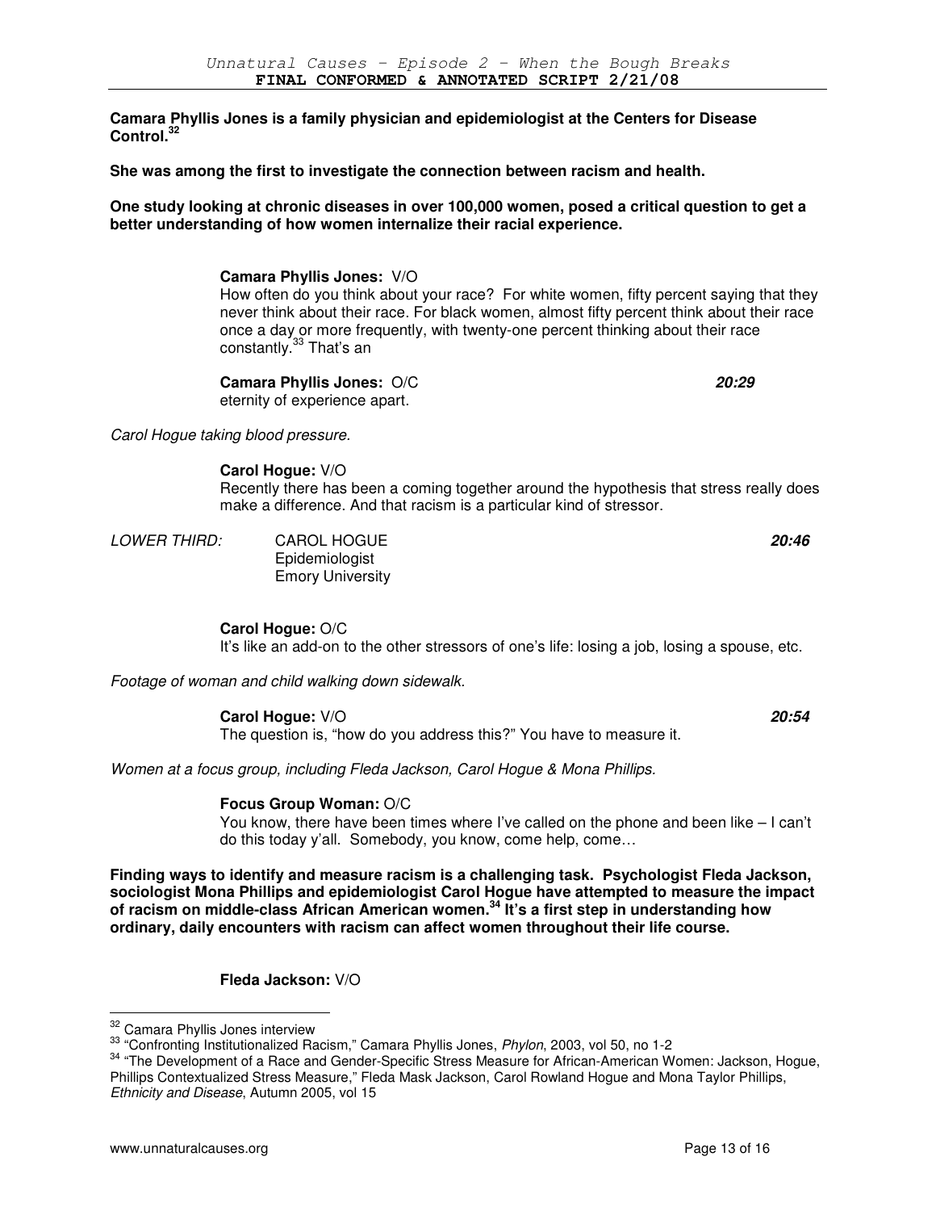**Camara Phyllis Jones is a family physician and epidemiologist at the Centers for Disease Control.[32]**

**She was among the first to investigate the connection between racism and health.**

**One study looking at chronic diseases in over 100,000 women, posed a critical question to get a better understanding of how women internalize their racial experience.**

**Camara Phyllis Jones:** V/O
How often do you think about your race? For white women, fifty percent saying that they never think about their race. For black women, almost fifty percent think about their race once a day or more frequently, with twenty-one percent thinking about their race constantly.[33] That's an

**Camara Phyllis Jones:** O/C **_20:29_**
eternity of experience apart.

*Carol Hogue taking blood pressure.*

**Carol Hogue:** V/O
Recently there has been a coming together around the hypothesis that stress really does make a difference. And that racism is a particular kind of stressor.

*LOWER THIRD:* CAROL HOGUE **_20:46_**
Epidemiologist
Emory University

**Carol Hogue:** O/C
It's like an add-on to the other stressors of one's life: losing a job, losing a spouse, etc.

*Footage of woman and child walking down sidewalk.*

**Carol Hogue:** V/O **_20:54_**
The question is, "how do you address this?" You have to measure it.

*Women at a focus group, including Fleda Jackson, Carol Hogue & Mona Phillips.*

**Focus Group Woman:** O/C
You know, there have been times where I've called on the phone and been like – I can't do this today y'all. Somebody, you know, come help, come…

**Finding ways to identify and measure racism is a challenging task. Psychologist Fleda Jackson, sociologist Mona Phillips and epidemiologist Carol Hogue have attempted to measure the impact of racism on middle-class African American women.[34] It's a first step in understanding how ordinary, daily encounters with racism can affect women throughout their life course.**

**Fleda Jackson:** V/O

---

[32] Camara Phyllis Jones interview

[33] "Confronting Institutionalized Racism," Camara Phyllis Jones, *Phylon*, 2003, vol 50, no 1-2

[34] "The Development of a Race and Gender-Specific Stress Measure for African-American Women: Jackson, Hogue, Phillips Contextualized Stress Measure," Fleda Mask Jackson, Carol Rowland Hogue and Mona Taylor Phillips, *Ethnicity and Disease*, Autumn 2005, vol 15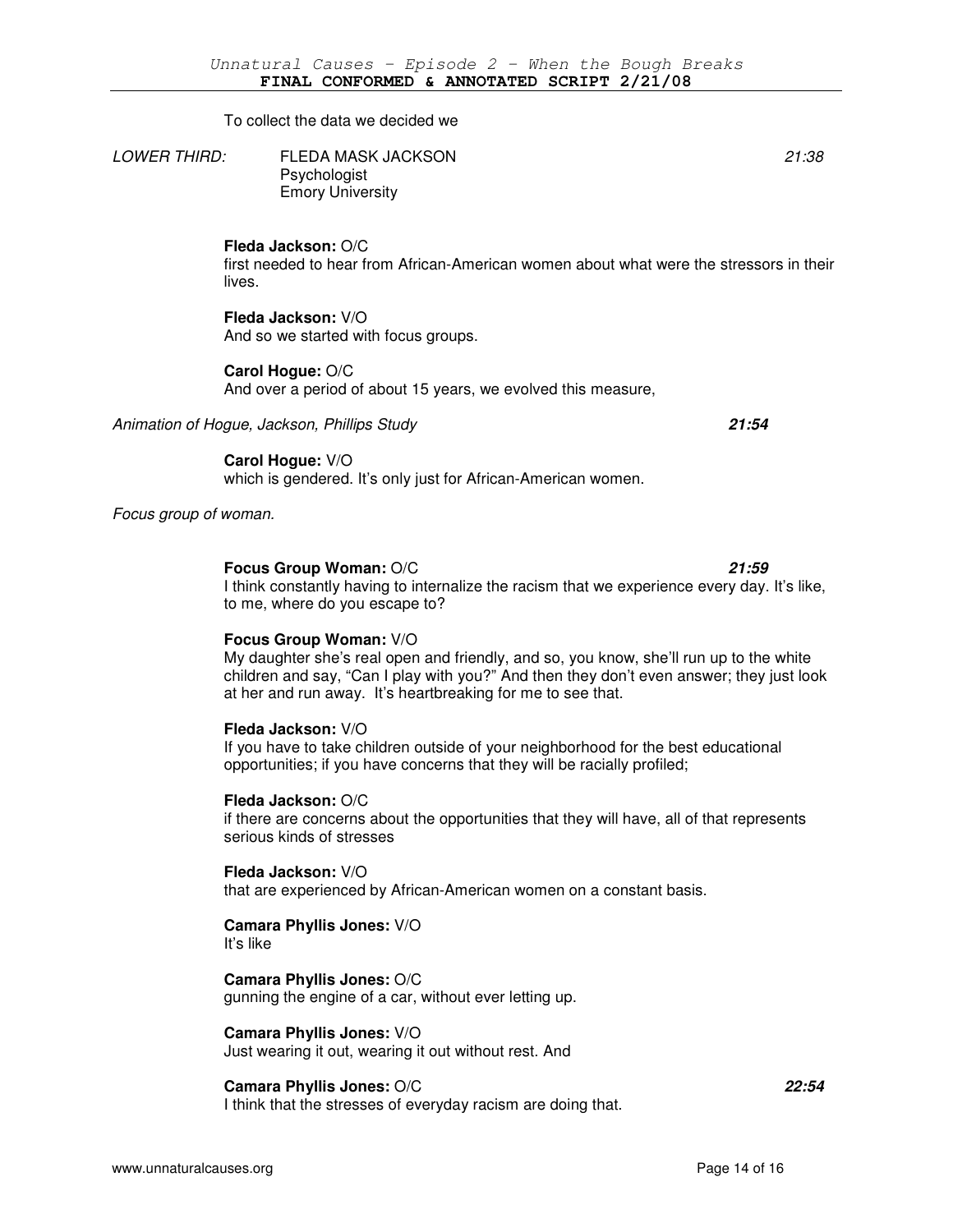To collect the data we decided we

*LOWER THIRD:* FLEDA MASK JACKSON 21:38
Psychologist
Emory University

**Fleda Jackson:** O/C
first needed to hear from African-American women about what were the stressors in their lives.

**Fleda Jackson:** V/O
And so we started with focus groups.

**Carol Hogue:** O/C
And over a period of about 15 years, we evolved this measure,

*Animation of Hogue, Jackson, Phillips Study* ***21:54***

**Carol Hogue:** V/O
which is gendered. It's only just for African-American women.

*Focus group of woman.*

**Focus Group Woman:** O/C ***21:59***
I think constantly having to internalize the racism that we experience every day. It's like, to me, where do you escape to?

**Focus Group Woman:** V/O
My daughter she's real open and friendly, and so, you know, she'll run up to the white children and say, "Can I play with you?" And then they don't even answer; they just look at her and run away. It's heartbreaking for me to see that.

**Fleda Jackson:** V/O
If you have to take children outside of your neighborhood for the best educational opportunities; if you have concerns that they will be racially profiled;

**Fleda Jackson:** O/C
if there are concerns about the opportunities that they will have, all of that represents serious kinds of stresses

**Fleda Jackson:** V/O
that are experienced by African-American women on a constant basis.

**Camara Phyllis Jones:** V/O
It's like

**Camara Phyllis Jones:** O/C
gunning the engine of a car, without ever letting up.

**Camara Phyllis Jones:** V/O
Just wearing it out, wearing it out without rest. And

**Camara Phyllis Jones:** O/C ***22:54***
I think that the stresses of everyday racism are doing that.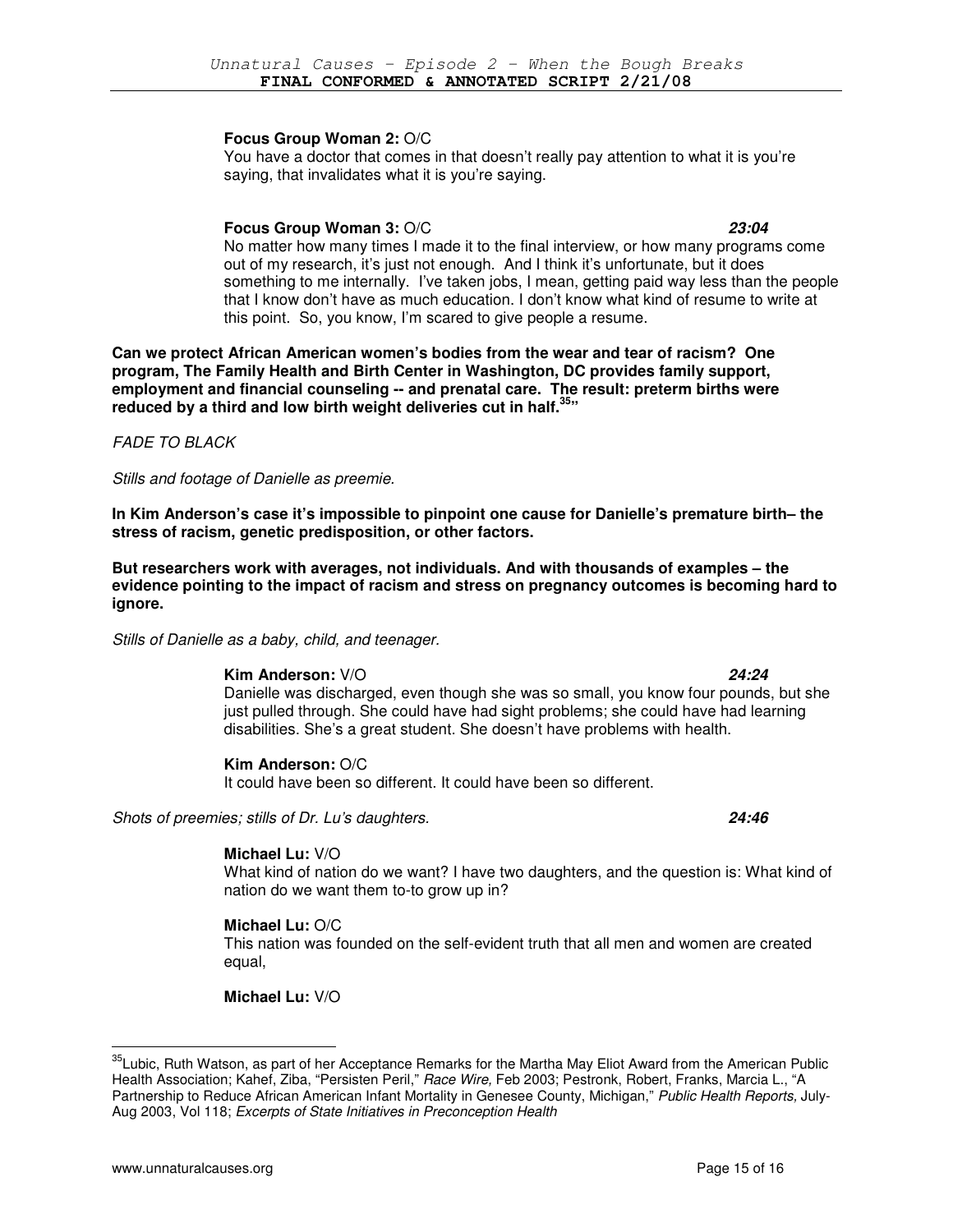**Focus Group Woman 2:** O/C
You have a doctor that comes in that doesn't really pay attention to what it is you're saying, that invalidates what it is you're saying.

**Focus Group Woman 3:** O/C ***23:04***
No matter how many times I made it to the final interview, or how many programs come out of my research, it's just not enough. And I think it's unfortunate, but it does something to me internally. I've taken jobs, I mean, getting paid way less than the people that I know don't have as much education. I don't know what kind of resume to write at this point. So, you know, I'm scared to give people a resume.

**Can we protect African American women's bodies from the wear and tear of racism? One program, The Family Health and Birth Center in Washington, DC provides family support, employment and financial counseling -- and prenatal care. The result: preterm births were reduced by a third and low birth weight deliveries cut in half.[35]"**

*FADE TO BLACK*

*Stills and footage of Danielle as preemie.*

**In Kim Anderson's case it's impossible to pinpoint one cause for Danielle's premature birth– the stress of racism, genetic predisposition, or other factors.**

**But researchers work with averages, not individuals. And with thousands of examples – the evidence pointing to the impact of racism and stress on pregnancy outcomes is becoming hard to ignore.**

*Stills of Danielle as a baby, child, and teenager.*

**Kim Anderson:** V/O ***24:24***
Danielle was discharged, even though she was so small, you know four pounds, but she just pulled through. She could have had sight problems; she could have had learning disabilities. She's a great student. She doesn't have problems with health.

**Kim Anderson:** O/C
It could have been so different. It could have been so different.

*Shots of preemies; stills of Dr. Lu's daughters.* ***24:46***

**Michael Lu:** V/O
What kind of nation do we want? I have two daughters, and the question is: What kind of nation do we want them to-to grow up in?

**Michael Lu:** O/C
This nation was founded on the self-evident truth that all men and women are created equal,

**Michael Lu:** V/O

---

[35] Lubic, Ruth Watson, as part of her Acceptance Remarks for the Martha May Eliot Award from the American Public Health Association; Kahef, Ziba, "Persisten Peril," *Race Wire,* Feb 2003; Pestronk, Robert, Franks, Marcia L., "A Partnership to Reduce African American Infant Mortality in Genesee County, Michigan," *Public Health Reports,* July-Aug 2003, Vol 118; *Excerpts of State Initiatives in Preconception Health*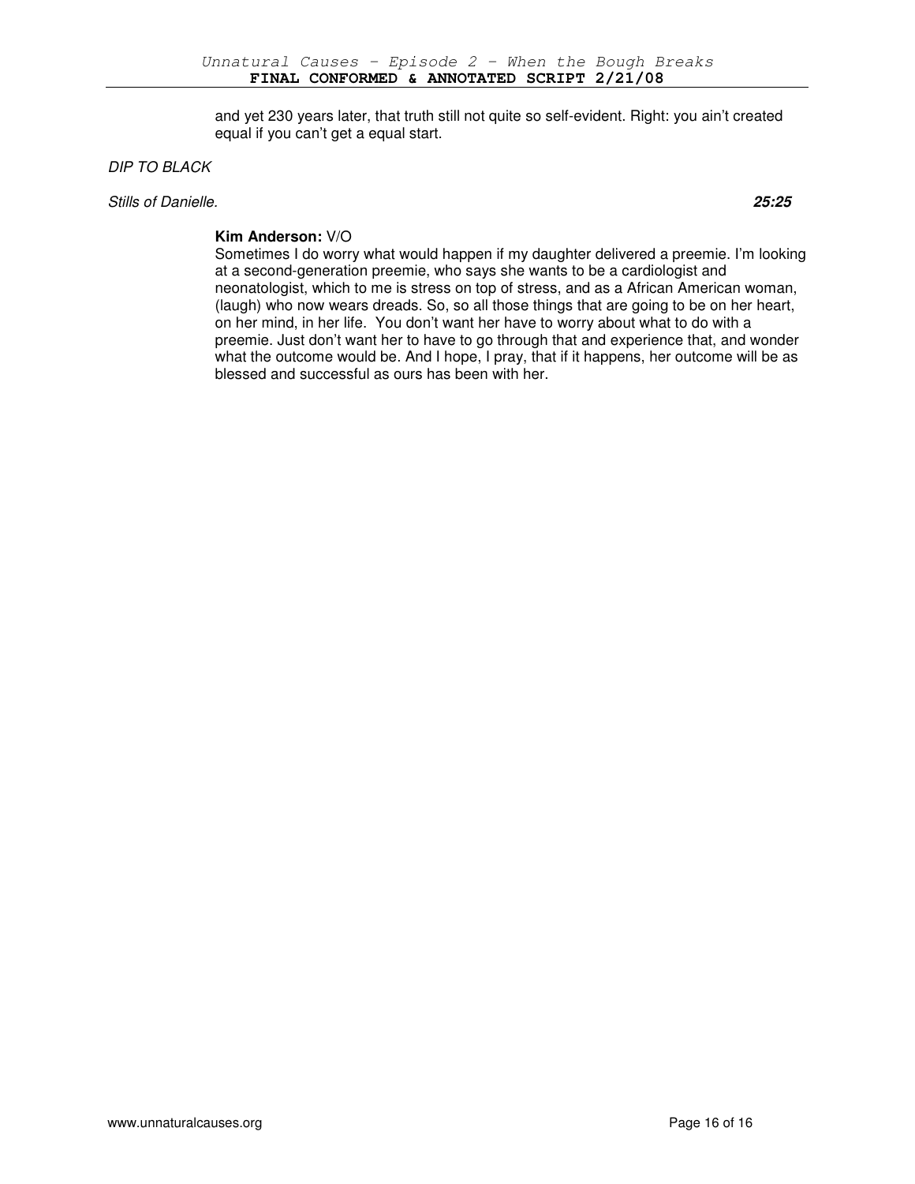and yet 230 years later, that truth still not quite so self-evident. Right: you ain't created equal if you can't get a equal start.

*DIP TO BLACK*

*Stills of Danielle.* ***25:25***

**Kim Anderson:** V/O
Sometimes I do worry what would happen if my daughter delivered a preemie. I'm looking at a second-generation preemie, who says she wants to be a cardiologist and neonatologist, which to me is stress on top of stress, and as a African American woman, (laugh) who now wears dreads. So, so all those things that are going to be on her heart, on her mind, in her life. You don't want her have to worry about what to do with a preemie. Just don't want her to have to go through that and experience that, and wonder what the outcome would be. And I hope, I pray, that if it happens, her outcome will be as blessed and successful as ours has been with her.